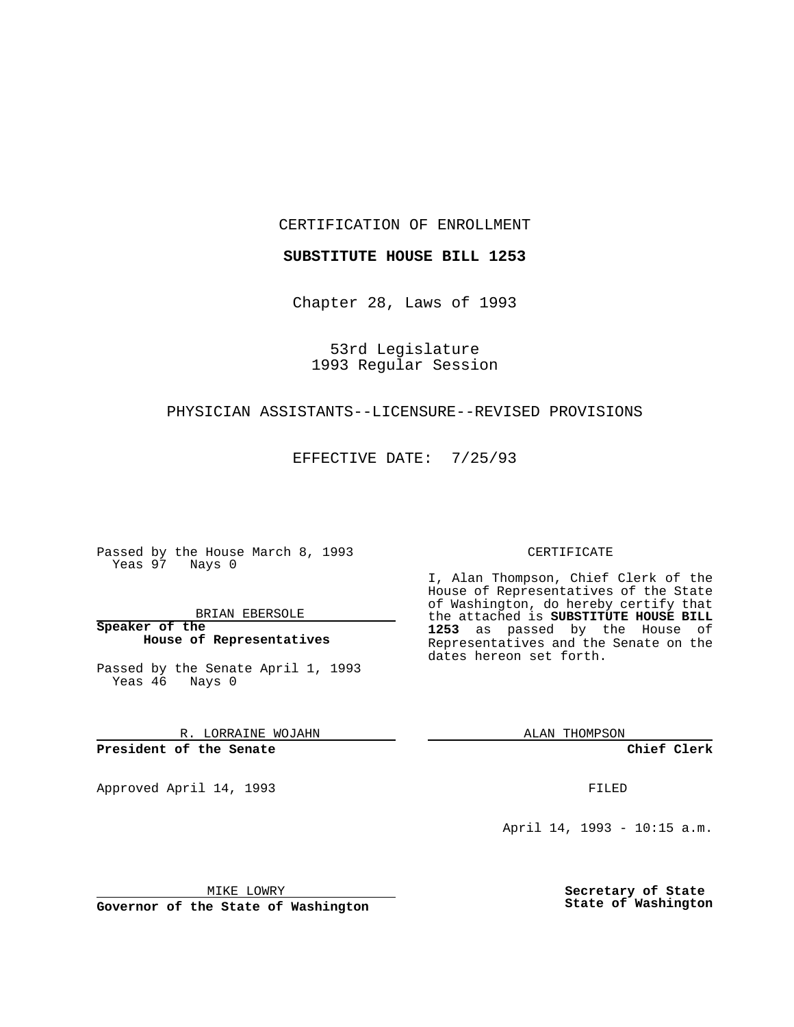CERTIFICATION OF ENROLLMENT

**SUBSTITUTE HOUSE BILL 1253**

Chapter 28, Laws of 1993

53rd Legislature
1993 Regular Session

PHYSICIAN ASSISTANTS--LICENSURE--REVISED PROVISIONS

EFFECTIVE DATE: 7/25/93

Passed by the House March 8, 1993
Yeas 97 Nays 0

BRIAN EBERSOLE

**Speaker of the House of Representatives**

Passed by the Senate April 1, 1993
Yeas 46 Nays 0

R. LORRAINE WOJAHN

**President of the Senate**

Approved April 14, 1993

MIKE LOWRY

**Governor of the State of Washington**

CERTIFICATE

I, Alan Thompson, Chief Clerk of the House of Representatives of the State of Washington, do hereby certify that the attached is **SUBSTITUTE HOUSE BILL 1253** as passed by the House of Representatives and the Senate on the dates hereon set forth.

ALAN THOMPSON

**Chief Clerk**

FILED

April 14, 1993 - 10:15 a.m.

**Secretary of State**
**State of Washington**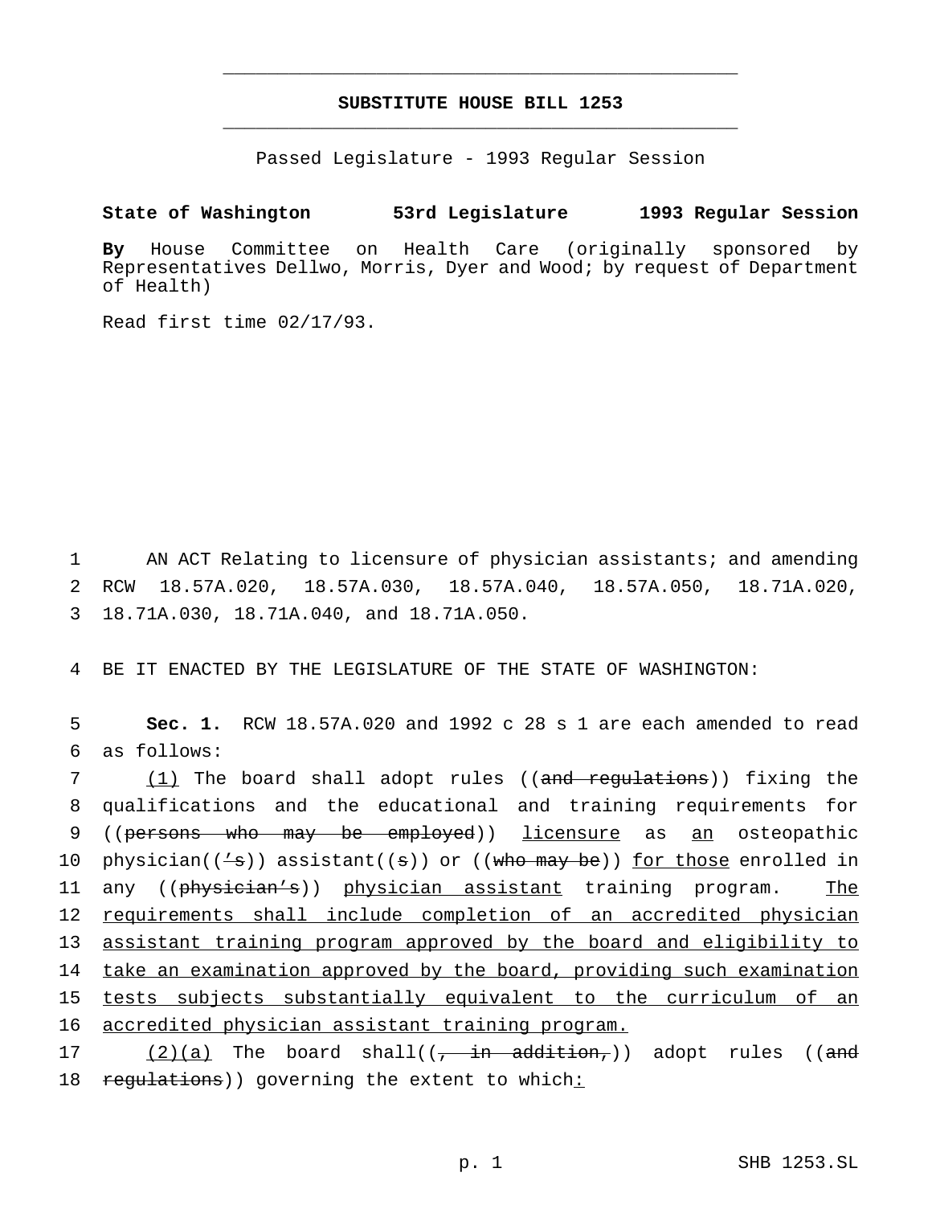# SUBSTITUTE HOUSE BILL 1253

Passed Legislature - 1993 Regular Session

**State of Washington 53rd Legislature 1993 Regular Session**

**By** House Committee on Health Care (originally sponsored by Representatives Dellwo, Morris, Dyer and Wood; by request of Department of Health)

Read first time 02/17/93.

1 AN ACT Relating to licensure of physician assistants; and amending
2 RCW 18.57A.020, 18.57A.030, 18.57A.040, 18.57A.050, 18.71A.020,
3 18.71A.030, 18.71A.040, and 18.71A.050.

4 BE IT ENACTED BY THE LEGISLATURE OF THE STATE OF WASHINGTON:

5 **Sec. 1.** RCW 18.57A.020 and 1992 c 28 s 1 are each amended to read
6 as follows:

7 <u>(1)</u> The board shall adopt rules ((~~and regulations~~)) fixing the
8 qualifications and the educational and training requirements for
9 ((~~persons who may be employed~~)) <u>licensure</u> as <u>an</u> osteopathic
10 physician((~~'s~~)) assistant((~~s~~)) or ((~~who may be~~)) <u>for those</u> enrolled in
11 any ((~~physician's~~)) <u>physician assistant</u> training program. <u>The</u>
12 <u>requirements shall include completion of an accredited physician</u>
13 <u>assistant training program approved by the board and eligibility to</u>
14 <u>take an examination approved by the board, providing such examination</u>
15 <u>tests subjects substantially equivalent to the curriculum of an</u>
16 <u>accredited physician assistant training program.</u>

17 <u>(2)(a)</u> The board shall((~~, in addition,~~)) adopt rules ((~~and~~
18 ~~regulations~~)) governing the extent to which<u>:</u>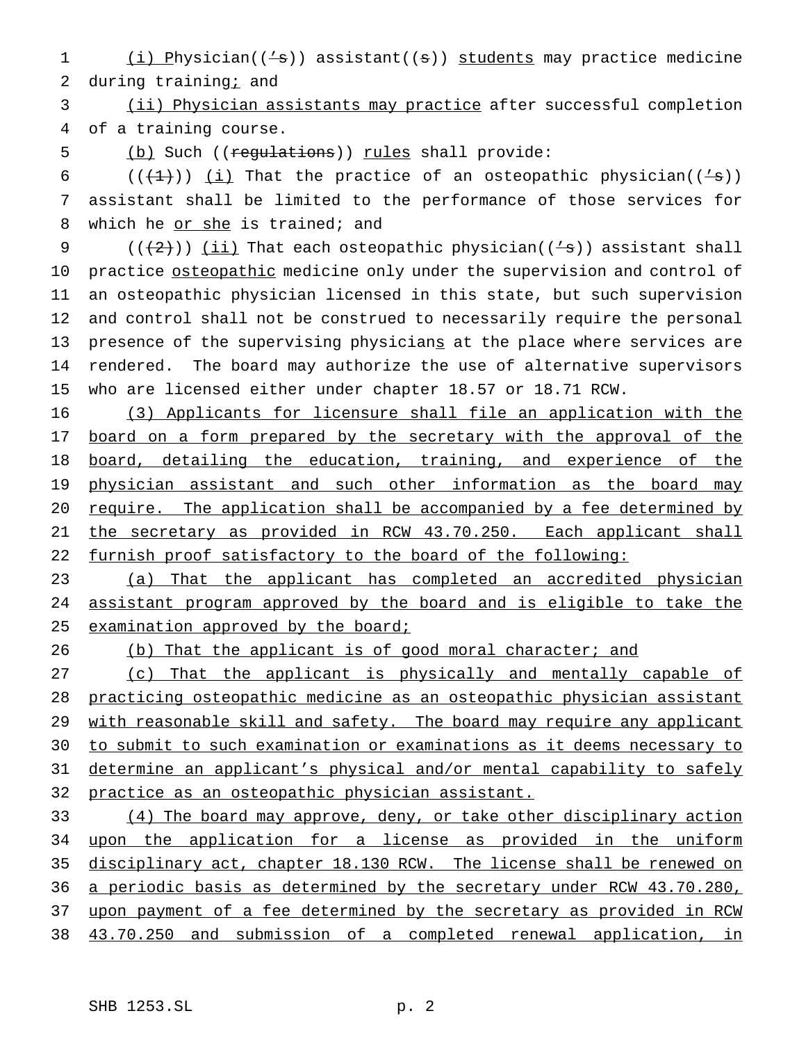(i) Physician((’s)) assistant((s)) students may practice medicine during training; and

(ii) Physician assistants may practice after successful completion of a training course.

(b) Such ((regulations)) rules shall provide:

(((1))) (i) That the practice of an osteopathic physician((’s)) assistant shall be limited to the performance of those services for which he or she is trained; and

(((2))) (ii) That each osteopathic physician((’s)) assistant shall practice osteopathic medicine only under the supervision and control of an osteopathic physician licensed in this state, but such supervision and control shall not be construed to necessarily require the personal presence of the supervising physicians at the place where services are rendered. The board may authorize the use of alternative supervisors who are licensed either under chapter 18.57 or 18.71 RCW.

(3) Applicants for licensure shall file an application with the board on a form prepared by the secretary with the approval of the board, detailing the education, training, and experience of the physician assistant and such other information as the board may require. The application shall be accompanied by a fee determined by the secretary as provided in RCW 43.70.250. Each applicant shall furnish proof satisfactory to the board of the following:

(a) That the applicant has completed an accredited physician assistant program approved by the board and is eligible to take the examination approved by the board;

(b) That the applicant is of good moral character; and

(c) That the applicant is physically and mentally capable of practicing osteopathic medicine as an osteopathic physician assistant with reasonable skill and safety. The board may require any applicant to submit to such examination or examinations as it deems necessary to determine an applicant’s physical and/or mental capability to safely practice as an osteopathic physician assistant.

(4) The board may approve, deny, or take other disciplinary action upon the application for a license as provided in the uniform disciplinary act, chapter 18.130 RCW. The license shall be renewed on a periodic basis as determined by the secretary under RCW 43.70.280, upon payment of a fee determined by the secretary as provided in RCW 43.70.250 and submission of a completed renewal application, in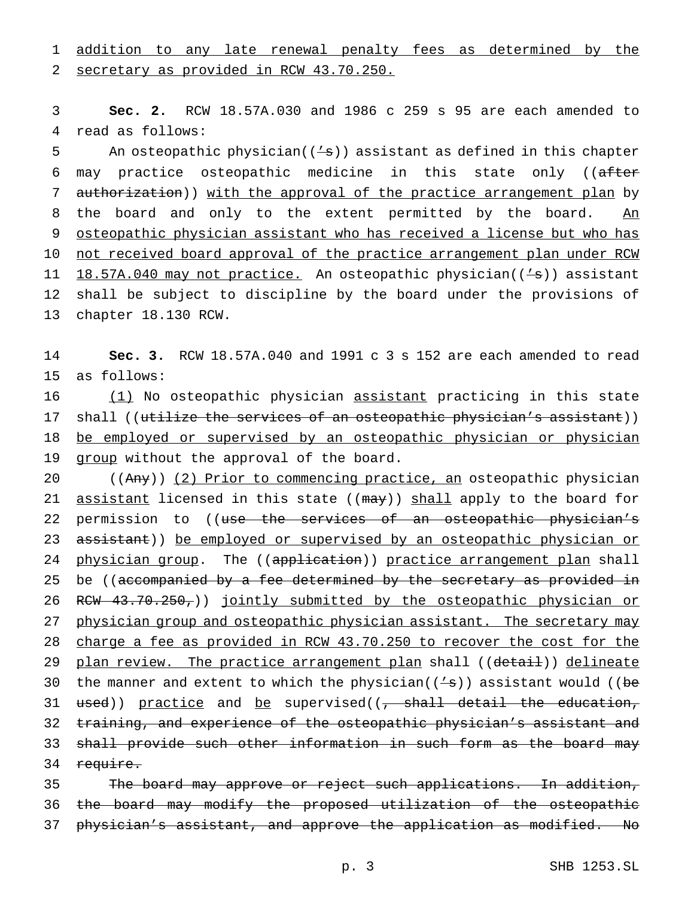addition to any late renewal penalty fees as determined by the secretary as provided in RCW 43.70.250.

**Sec. 2.** RCW 18.57A.030 and 1986 c 259 s 95 are each amended to read as follows:

An osteopathic physician(('s)) assistant as defined in this chapter may practice osteopathic medicine in this state only ((after authorization)) with the approval of the practice arrangement plan by the board and only to the extent permitted by the board. An osteopathic physician assistant who has received a license but who has not received board approval of the practice arrangement plan under RCW 18.57A.040 may not practice. An osteopathic physician(('s)) assistant shall be subject to discipline by the board under the provisions of chapter 18.130 RCW.

**Sec. 3.** RCW 18.57A.040 and 1991 c 3 s 152 are each amended to read as follows:

(1) No osteopathic physician assistant practicing in this state shall ((utilize the services of an osteopathic physician's assistant)) be employed or supervised by an osteopathic physician or physician group without the approval of the board.

((Any)) (2) Prior to commencing practice, an osteopathic physician assistant licensed in this state ((may)) shall apply to the board for permission to ((use the services of an osteopathic physician's assistant)) be employed or supervised by an osteopathic physician or physician group. The ((application)) practice arrangement plan shall be ((accompanied by a fee determined by the secretary as provided in RCW 43.70.250,)) jointly submitted by the osteopathic physician or physician group and osteopathic physician assistant. The secretary may charge a fee as provided in RCW 43.70.250 to recover the cost for the plan review. The practice arrangement plan shall ((detail)) delineate the manner and extent to which the physician(('s)) assistant would ((be used)) practice and be supervised((, shall detail the education, training, and experience of the osteopathic physician's assistant and shall provide such other information in such form as the board may require.

The board may approve or reject such applications. In addition, the board may modify the proposed utilization of the osteopathic physician's assistant, and approve the application as modified. No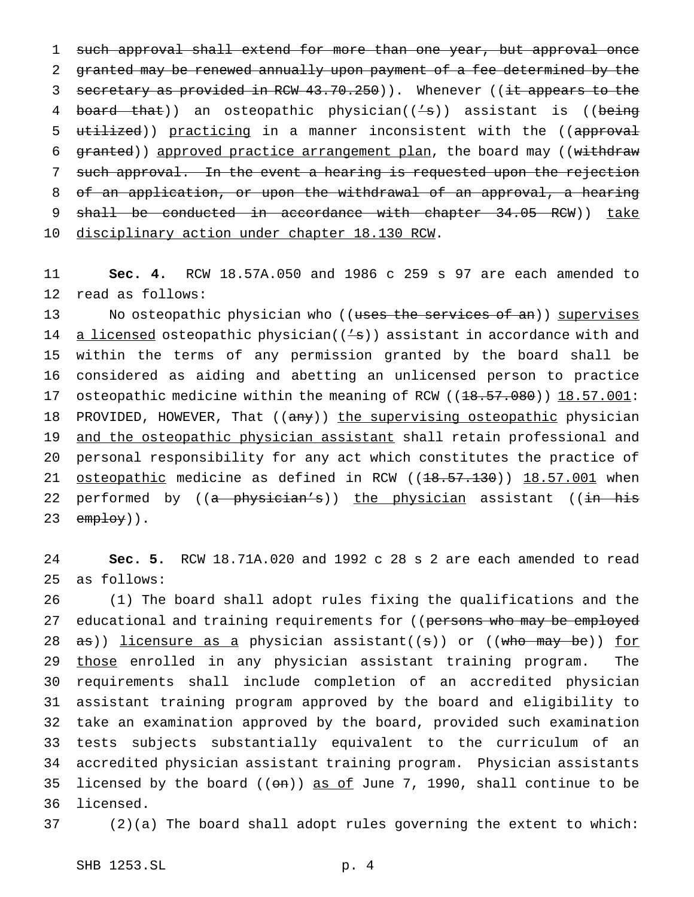such approval shall extend for more than one year, but approval once granted may be renewed annually upon payment of a fee determined by the secretary as provided in RCW 43.70.250)). Whenever ((it appears to the board that)) an osteopathic physician((’s)) assistant is ((being utilized)) practicing in a manner inconsistent with the ((approval granted)) approved practice arrangement plan, the board may ((withdraw such approval. In the event a hearing is requested upon the rejection of an application, or upon the withdrawal of an approval, a hearing shall be conducted in accordance with chapter 34.05 RCW)) take disciplinary action under chapter 18.130 RCW.

**Sec. 4.** RCW 18.57A.050 and 1986 c 259 s 97 are each amended to read as follows:

No osteopathic physician who ((uses the services of an)) supervises a licensed osteopathic physician((’s)) assistant in accordance with and within the terms of any permission granted by the board shall be considered as aiding and abetting an unlicensed person to practice osteopathic medicine within the meaning of RCW ((18.57.080)) 18.57.001: PROVIDED, HOWEVER, That ((any)) the supervising osteopathic physician and the osteopathic physician assistant shall retain professional and personal responsibility for any act which constitutes the practice of osteopathic medicine as defined in RCW ((18.57.130)) 18.57.001 when performed by ((a physician’s)) the physician assistant ((in his employ)).

**Sec. 5.** RCW 18.71A.020 and 1992 c 28 s 2 are each amended to read as follows:

(1) The board shall adopt rules fixing the qualifications and the educational and training requirements for ((persons who may be employed as)) licensure as a physician assistant((s)) or ((who may be)) for those enrolled in any physician assistant training program. The requirements shall include completion of an accredited physician assistant training program approved by the board and eligibility to take an examination approved by the board, provided such examination tests subjects substantially equivalent to the curriculum of an accredited physician assistant training program. Physician assistants licensed by the board ((on)) as of June 7, 1990, shall continue to be licensed.

(2)(a) The board shall adopt rules governing the extent to which: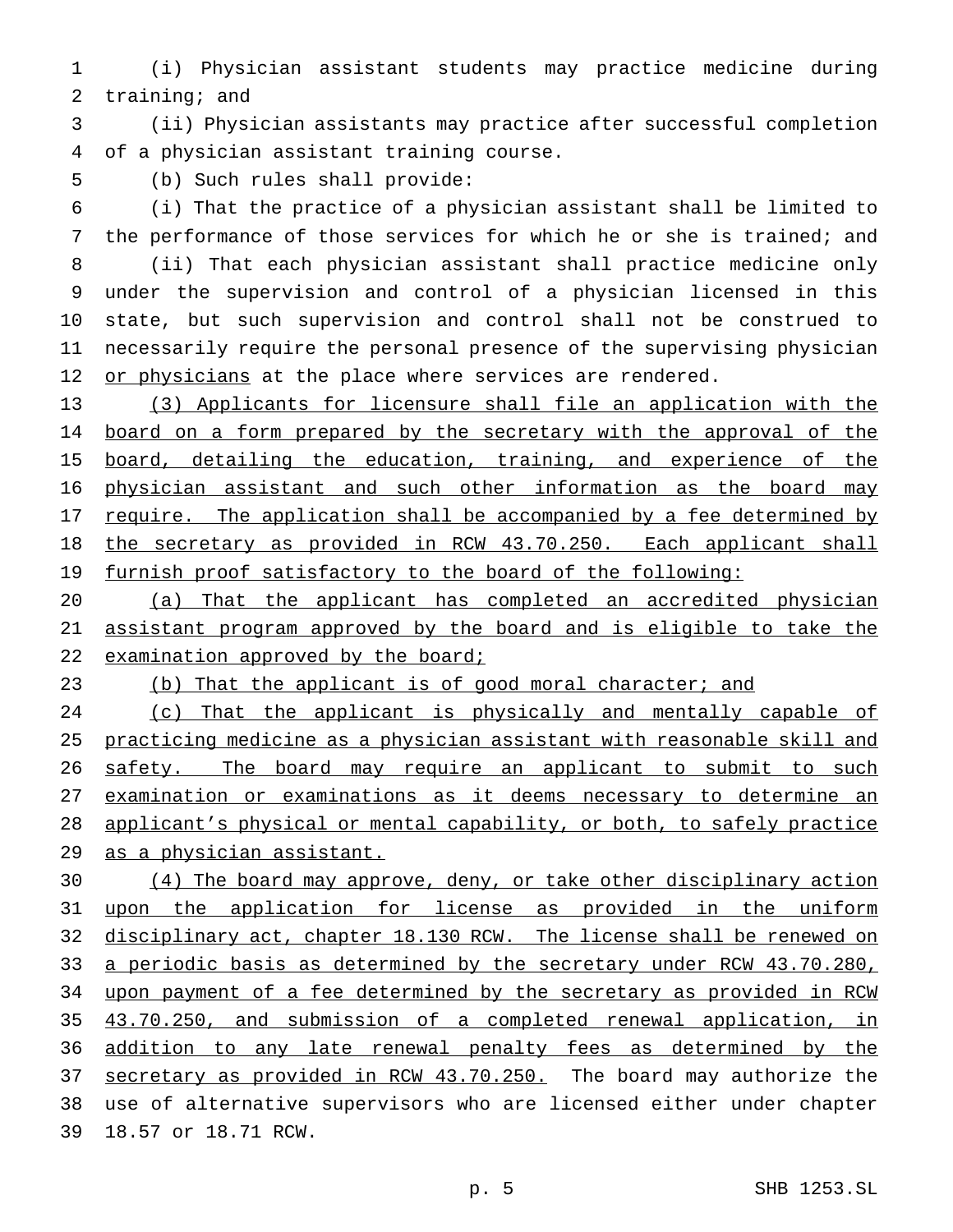(i) Physician assistant students may practice medicine during training; and

(ii) Physician assistants may practice after successful completion of a physician assistant training course.

(b) Such rules shall provide:

(i) That the practice of a physician assistant shall be limited to the performance of those services for which he or she is trained; and

(ii) That each physician assistant shall practice medicine only under the supervision and control of a physician licensed in this state, but such supervision and control shall not be construed to necessarily require the personal presence of the supervising physician or physicians at the place where services are rendered.

(3) Applicants for licensure shall file an application with the board on a form prepared by the secretary with the approval of the board, detailing the education, training, and experience of the physician assistant and such other information as the board may require. The application shall be accompanied by a fee determined by the secretary as provided in RCW 43.70.250. Each applicant shall furnish proof satisfactory to the board of the following:

(a) That the applicant has completed an accredited physician assistant program approved by the board and is eligible to take the examination approved by the board;

(b) That the applicant is of good moral character; and

(c) That the applicant is physically and mentally capable of practicing medicine as a physician assistant with reasonable skill and safety. The board may require an applicant to submit to such examination or examinations as it deems necessary to determine an applicant's physical or mental capability, or both, to safely practice as a physician assistant.

(4) The board may approve, deny, or take other disciplinary action upon the application for license as provided in the uniform disciplinary act, chapter 18.130 RCW. The license shall be renewed on a periodic basis as determined by the secretary under RCW 43.70.280, upon payment of a fee determined by the secretary as provided in RCW 43.70.250, and submission of a completed renewal application, in addition to any late renewal penalty fees as determined by the secretary as provided in RCW 43.70.250. The board may authorize the use of alternative supervisors who are licensed either under chapter 18.57 or 18.71 RCW.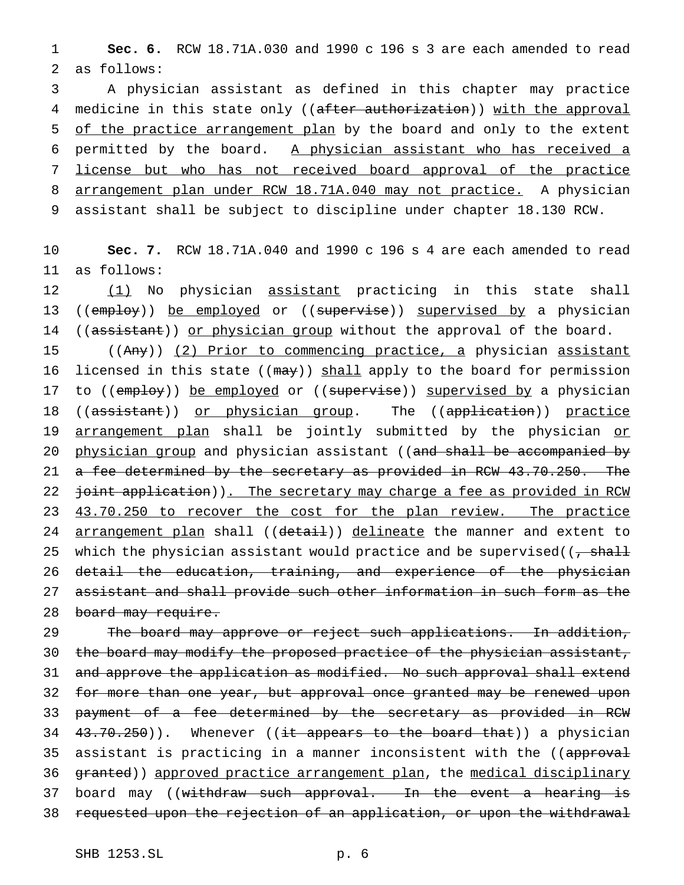**Sec. 6.** RCW 18.71A.030 and 1990 c 196 s 3 are each amended to read as follows:

A physician assistant as defined in this chapter may practice medicine in this state only ((~~after authorization~~)) with the approval of the practice arrangement plan by the board and only to the extent permitted by the board. A physician assistant who has received a license but who has not received board approval of the practice arrangement plan under RCW 18.71A.040 may not practice. A physician assistant shall be subject to discipline under chapter 18.130 RCW.

**Sec. 7.** RCW 18.71A.040 and 1990 c 196 s 4 are each amended to read as follows:

(1) No physician assistant practicing in this state shall ((~~employ~~)) be employed or ((~~supervise~~)) supervised by a physician ((~~assistant~~)) or physician group without the approval of the board.

((~~Any~~)) (2) Prior to commencing practice, a physician assistant licensed in this state ((~~may~~)) shall apply to the board for permission to ((~~employ~~)) be employed or ((~~supervise~~)) supervised by a physician ((~~assistant~~)) or physician group. The ((~~application~~)) practice arrangement plan shall be jointly submitted by the physician or physician group and physician assistant ((~~and shall be accompanied by a fee determined by the secretary as provided in RCW 43.70.250. The joint application~~)). The secretary may charge a fee as provided in RCW 43.70.250 to recover the cost for the plan review. The practice arrangement plan shall ((~~detail~~)) delineate the manner and extent to which the physician assistant would practice and be supervised((~~, shall detail the education, training, and experience of the physician assistant and shall provide such other information in such form as the board may require.~~

~~The board may approve or reject such applications. In addition, the board may modify the proposed practice of the physician assistant, and approve the application as modified. No such approval shall extend for more than one year, but approval once granted may be renewed upon payment of a fee determined by the secretary as provided in RCW 43.70.250~~)). Whenever ((~~it appears to the board that~~)) a physician assistant is practicing in a manner inconsistent with the ((~~approval granted~~)) approved practice arrangement plan, the medical disciplinary board may ((~~withdraw such approval. In the event a hearing is requested upon the rejection of an application, or upon the withdrawal~~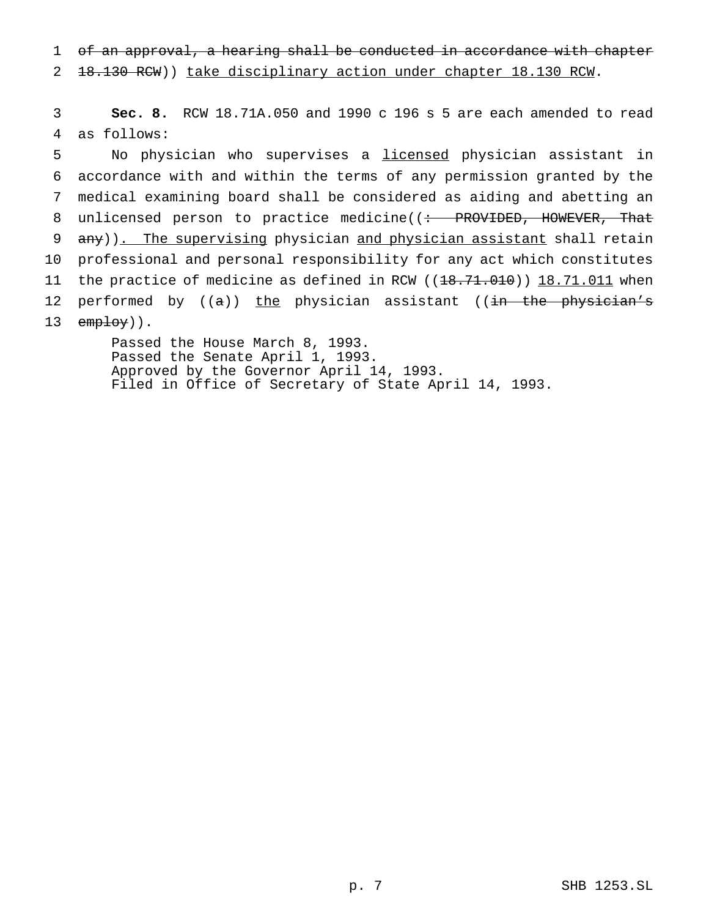~~of an approval, a hearing shall be conducted in accordance with chapter 18.130 RCW~~)) <u>take disciplinary action under chapter 18.130 RCW</u>.

**Sec. 8.** RCW 18.71A.050 and 1990 c 196 s 5 are each amended to read as follows:

No physician who supervises a <u>licensed</u> physician assistant in accordance with and within the terms of any permission granted by the medical examining board shall be considered as aiding and abetting an unlicensed person to practice medicine((~~: PROVIDED, HOWEVER, That any~~))<u>. The supervising</u> physician <u>and physician assistant</u> shall retain professional and personal responsibility for any act which constitutes the practice of medicine as defined in RCW ((~~18.71.010~~)) <u>18.71.011</u> when performed by ((~~a~~)) <u>the</u> physician assistant ((~~in the physician's employ~~)).

Passed the House March 8, 1993.
Passed the Senate April 1, 1993.
Approved by the Governor April 14, 1993.
Filed in Office of Secretary of State April 14, 1993.